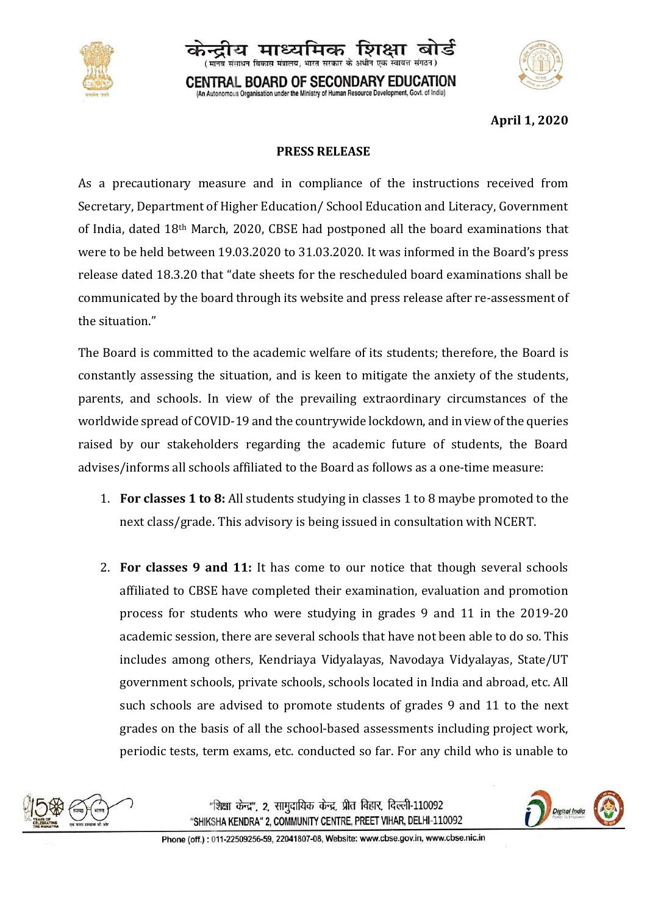केन्द्रीय माध्यमिक शिक्षा बोर्ड
(मानव संसाधन विकास मंत्रालय, भारत सरकार के अधीन एक स्वायत्त संगठन)

**CENTRAL BOARD OF SECONDARY EDUCATION**
(An Autonomous Organisation under the Ministry of Human Resource Development, Govt. of India)

**April 1, 2020**

## PRESS RELEASE

As a precautionary measure and in compliance of the instructions received from Secretary, Department of Higher Education/ School Education and Literacy, Government of India, dated 18th March, 2020, CBSE had postponed all the board examinations that were to be held between 19.03.2020 to 31.03.2020. It was informed in the Board's press release dated 18.3.20 that "date sheets for the rescheduled board examinations shall be communicated by the board through its website and press release after re-assessment of the situation."

The Board is committed to the academic welfare of its students; therefore, the Board is constantly assessing the situation, and is keen to mitigate the anxiety of the students, parents, and schools. In view of the prevailing extraordinary circumstances of the worldwide spread of COVID-19 and the countrywide lockdown, and in view of the queries raised by our stakeholders regarding the academic future of students, the Board advises/informs all schools affiliated to the Board as follows as a one-time measure:

1. **For classes 1 to 8:** All students studying in classes 1 to 8 maybe promoted to the next class/grade. This advisory is being issued in consultation with NCERT.

2. **For classes 9 and 11:** It has come to our notice that though several schools affiliated to CBSE have completed their examination, evaluation and promotion process for students who were studying in grades 9 and 11 in the 2019-20 academic session, there are several schools that have not been able to do so. This includes among others, Kendriaya Vidyalayas, Navodaya Vidyalayas, State/UT government schools, private schools, schools located in India and abroad, etc. All such schools are advised to promote students of grades 9 and 11 to the next grades on the basis of all the school-based assessments including project work, periodic tests, term exams, etc. conducted so far. For any child who is unable to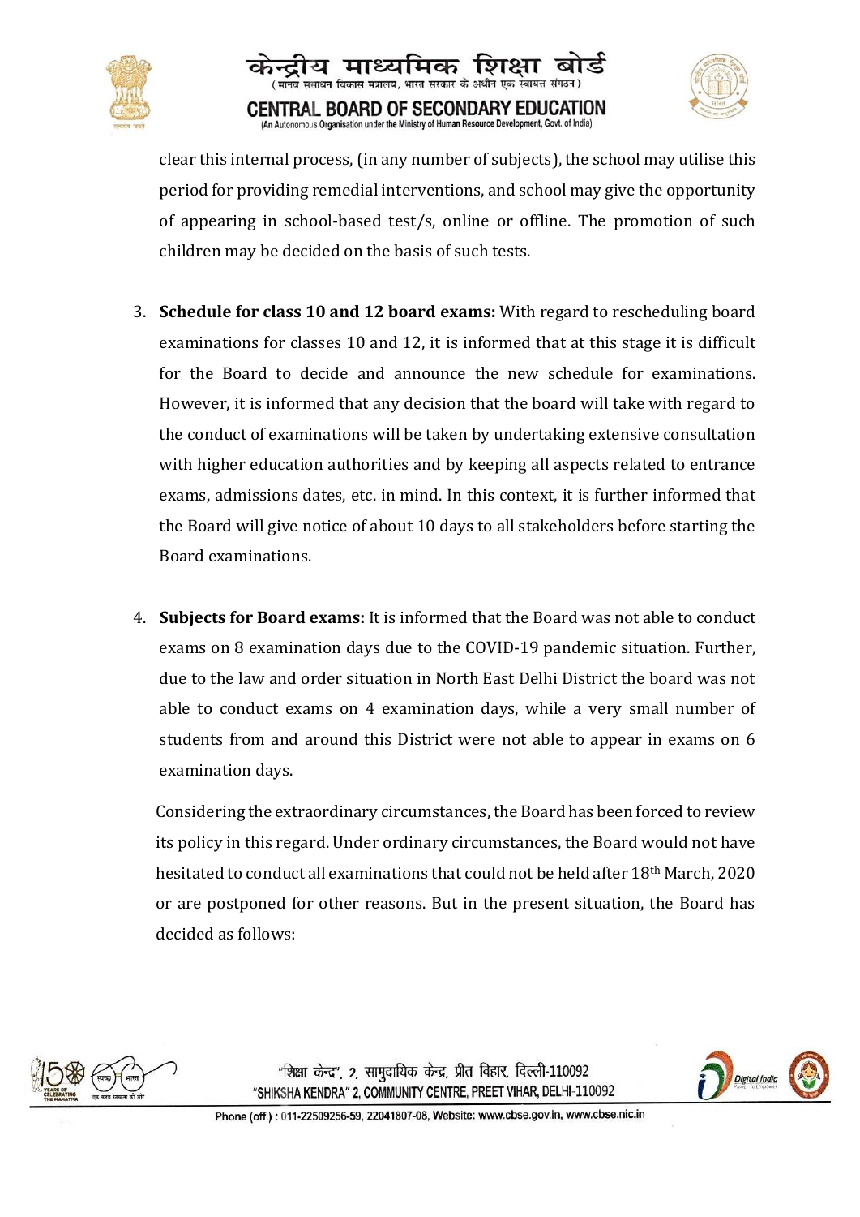clear this internal process, (in any number of subjects), the school may utilise this period for providing remedial interventions, and school may give the opportunity of appearing in school-based test/s, online or offline. The promotion of such children may be decided on the basis of such tests.

3. **Schedule for class 10 and 12 board exams:** With regard to rescheduling board examinations for classes 10 and 12, it is informed that at this stage it is difficult for the Board to decide and announce the new schedule for examinations. However, it is informed that any decision that the board will take with regard to the conduct of examinations will be taken by undertaking extensive consultation with higher education authorities and by keeping all aspects related to entrance exams, admissions dates, etc. in mind. In this context, it is further informed that the Board will give notice of about 10 days to all stakeholders before starting the Board examinations.

4. **Subjects for Board exams:** It is informed that the Board was not able to conduct exams on 8 examination days due to the COVID-19 pandemic situation. Further, due to the law and order situation in North East Delhi District the board was not able to conduct exams on 4 examination days, while a very small number of students from and around this District were not able to appear in exams on 6 examination days.

   Considering the extraordinary circumstances, the Board has been forced to review its policy in this regard. Under ordinary circumstances, the Board would not have hesitated to conduct all examinations that could not be held after 18th March, 2020 or are postponed for other reasons. But in the present situation, the Board has decided as follows: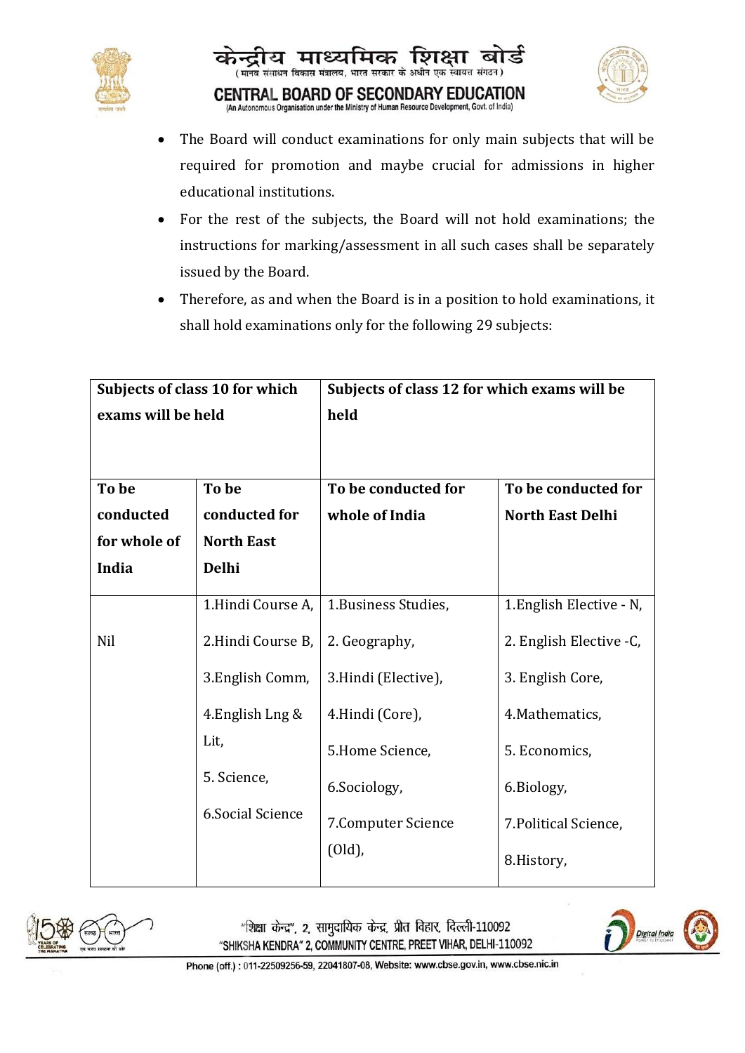- The Board will conduct examinations for only main subjects that will be required for promotion and maybe crucial for admissions in higher educational institutions.
- For the rest of the subjects, the Board will not hold examinations; the instructions for marking/assessment in all such cases shall be separately issued by the Board.
- Therefore, as and when the Board is in a position to hold examinations, it shall hold examinations only for the following 29 subjects:

| **Subjects of class 10 for which exams will be held** | | **Subjects of class 12 for which exams will be held** | |
|---|---|---|---|
| **To be conducted for whole of India** | **To be conducted for North East Delhi** | **To be conducted for whole of India** | **To be conducted for North East Delhi** |
| Nil | 1.Hindi Course A,<br>2.Hindi Course B,<br>3.English Comm,<br>4.English Lng & Lit,<br>5. Science,<br>6.Social Science | 1.Business Studies,<br>2. Geography,<br>3.Hindi (Elective),<br>4.Hindi (Core),<br>5.Home Science,<br>6.Sociology,<br>7.Computer Science (Old), | 1.English Elective - N,<br>2. English Elective -C,<br>3. English Core,<br>4.Mathematics,<br>5. Economics,<br>6.Biology,<br>7.Political Science,<br>8.History, |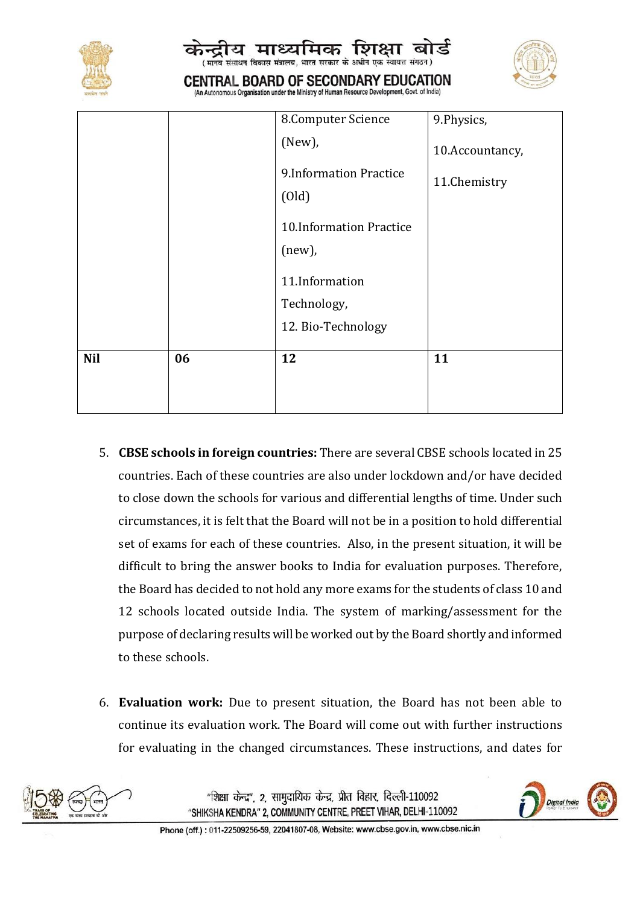|  |  | 8.Computer Science (New),<br><br>9.Information Practice (Old)<br><br>10.Information Practice (new),<br><br>11.Information Technology,<br>12. Bio-Technology | 9.Physics,<br><br>10.Accountancy,<br><br>11.Chemistry |
|---|---|---|---|
| **Nil** | **06** | **12** | **11** |

5. **CBSE schools in foreign countries:** There are several CBSE schools located in 25 countries. Each of these countries are also under lockdown and/or have decided to close down the schools for various and differential lengths of time. Under such circumstances, it is felt that the Board will not be in a position to hold differential set of exams for each of these countries. Also, in the present situation, it will be difficult to bring the answer books to India for evaluation purposes. Therefore, the Board has decided to not hold any more exams for the students of class 10 and 12 schools located outside India. The system of marking/assessment for the purpose of declaring results will be worked out by the Board shortly and informed to these schools.

6. **Evaluation work:** Due to present situation, the Board has not been able to continue its evaluation work. The Board will come out with further instructions for evaluating in the changed circumstances. These instructions, and dates for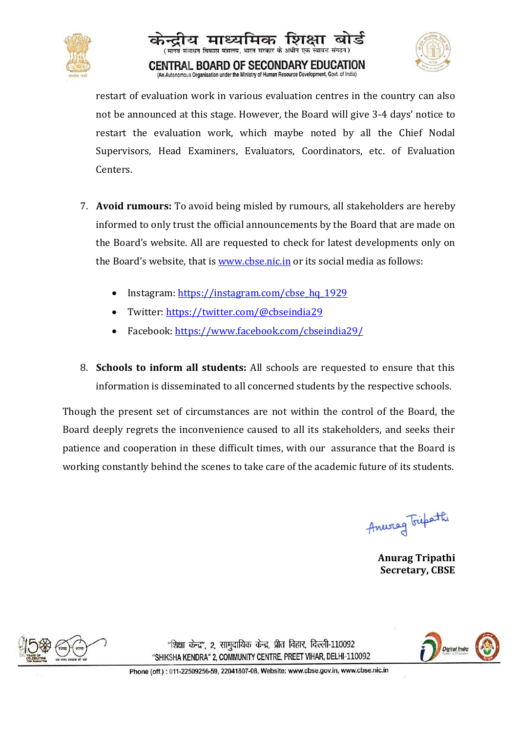restart of evaluation work in various evaluation centres in the country can also not be announced at this stage. However, the Board will give 3-4 days' notice to restart the evaluation work, which maybe noted by all the Chief Nodal Supervisors, Head Examiners, Evaluators, Coordinators, etc. of Evaluation Centers.

7. **Avoid rumours:** To avoid being misled by rumours, all stakeholders are hereby informed to only trust the official announcements by the Board that are made on the Board's website. All are requested to check for latest developments only on the Board's website, that is www.cbse.nic.in or its social media as follows:

    - Instagram: https://instagram.com/cbse_hq_1929
    - Twitter: https://twitter.com/@cbseindia29
    - Facebook: https://www.facebook.com/cbseindia29/

8. **Schools to inform all students:** All schools are requested to ensure that this information is disseminated to all concerned students by the respective schools.

Though the present set of circumstances are not within the control of the Board, the Board deeply regrets the inconvenience caused to all its stakeholders, and seeks their patience and cooperation in these difficult times, with our assurance that the Board is working constantly behind the scenes to take care of the academic future of its students.

Anurag Tripathi

**Anurag Tripathi**
**Secretary, CBSE**